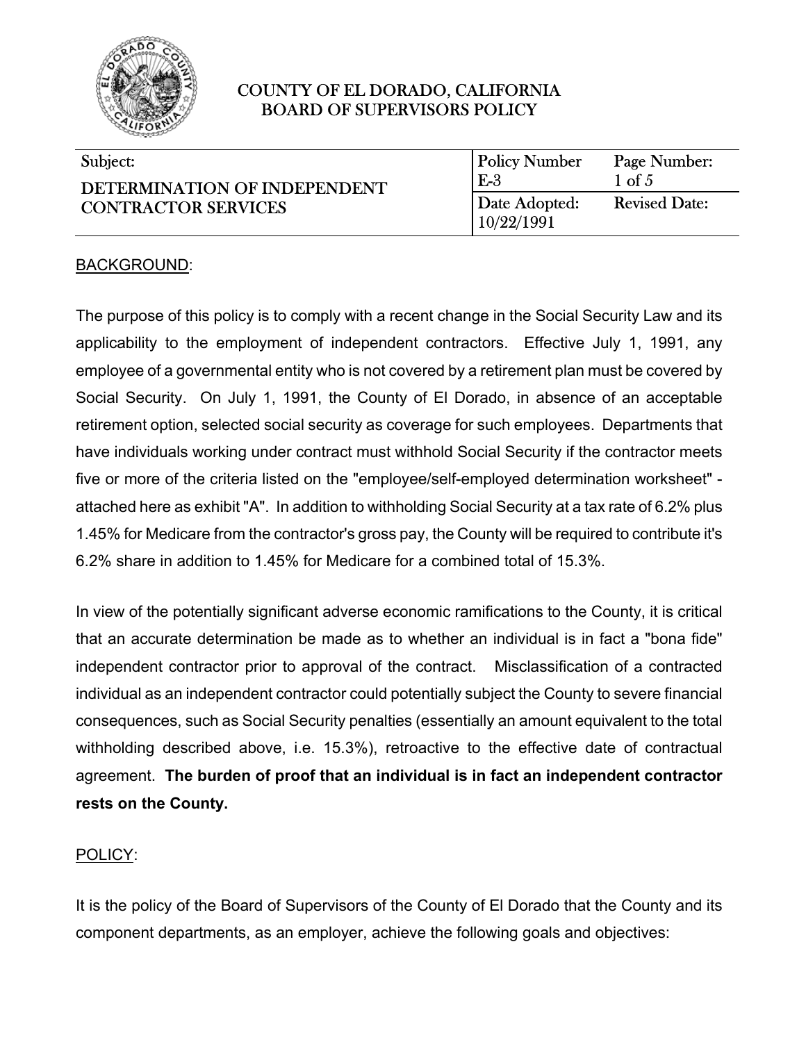# COUNTY OF EL DORADO, CALIFORNIA
## BOARD OF SUPERVISORS POLICY

| Subject: | Policy Number | Page Number: |
|---|---|---|
| DETERMINATION OF INDEPENDENT CONTRACTOR SERVICES | E-3 | 1 of 5 |
| | Date Adopted: 10/22/1991 | Revised Date: |

BACKGROUND:

The purpose of this policy is to comply with a recent change in the Social Security Law and its applicability to the employment of independent contractors. Effective July 1, 1991, any employee of a governmental entity who is not covered by a retirement plan must be covered by Social Security. On July 1, 1991, the County of El Dorado, in absence of an acceptable retirement option, selected social security as coverage for such employees. Departments that have individuals working under contract must withhold Social Security if the contractor meets five or more of the criteria listed on the "employee/self-employed determination worksheet" - attached here as exhibit "A". In addition to withholding Social Security at a tax rate of 6.2% plus 1.45% for Medicare from the contractor's gross pay, the County will be required to contribute it's 6.2% share in addition to 1.45% for Medicare for a combined total of 15.3%.

In view of the potentially significant adverse economic ramifications to the County, it is critical that an accurate determination be made as to whether an individual is in fact a "bona fide" independent contractor prior to approval of the contract. Misclassification of a contracted individual as an independent contractor could potentially subject the County to severe financial consequences, such as Social Security penalties (essentially an amount equivalent to the total withholding described above, i.e. 15.3%), retroactive to the effective date of contractual agreement. **The burden of proof that an individual is in fact an independent contractor rests on the County.**

POLICY:

It is the policy of the Board of Supervisors of the County of El Dorado that the County and its component departments, as an employer, achieve the following goals and objectives: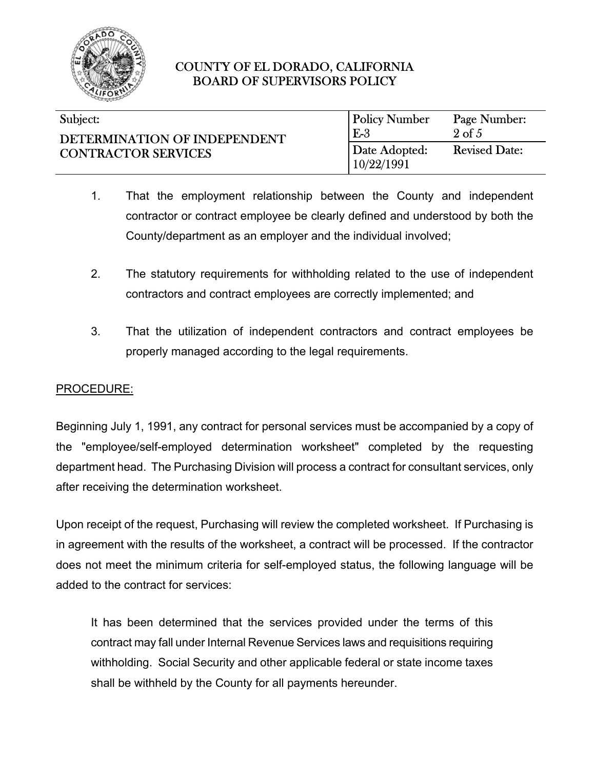1. That the employment relationship between the County and independent contractor or contract employee be clearly defined and understood by both the County/department as an employer and the individual involved;

2. The statutory requirements for withholding related to the use of independent contractors and contract employees are correctly implemented; and

3. That the utilization of independent contractors and contract employees be properly managed according to the legal requirements.

PROCEDURE:

Beginning July 1, 1991, any contract for personal services must be accompanied by a copy of the "employee/self-employed determination worksheet" completed by the requesting department head. The Purchasing Division will process a contract for consultant services, only after receiving the determination worksheet.

Upon receipt of the request, Purchasing will review the completed worksheet. If Purchasing is in agreement with the results of the worksheet, a contract will be processed. If the contractor does not meet the minimum criteria for self-employed status, the following language will be added to the contract for services:

> It has been determined that the services provided under the terms of this contract may fall under Internal Revenue Services laws and requisitions requiring withholding. Social Security and other applicable federal or state income taxes shall be withheld by the County for all payments hereunder.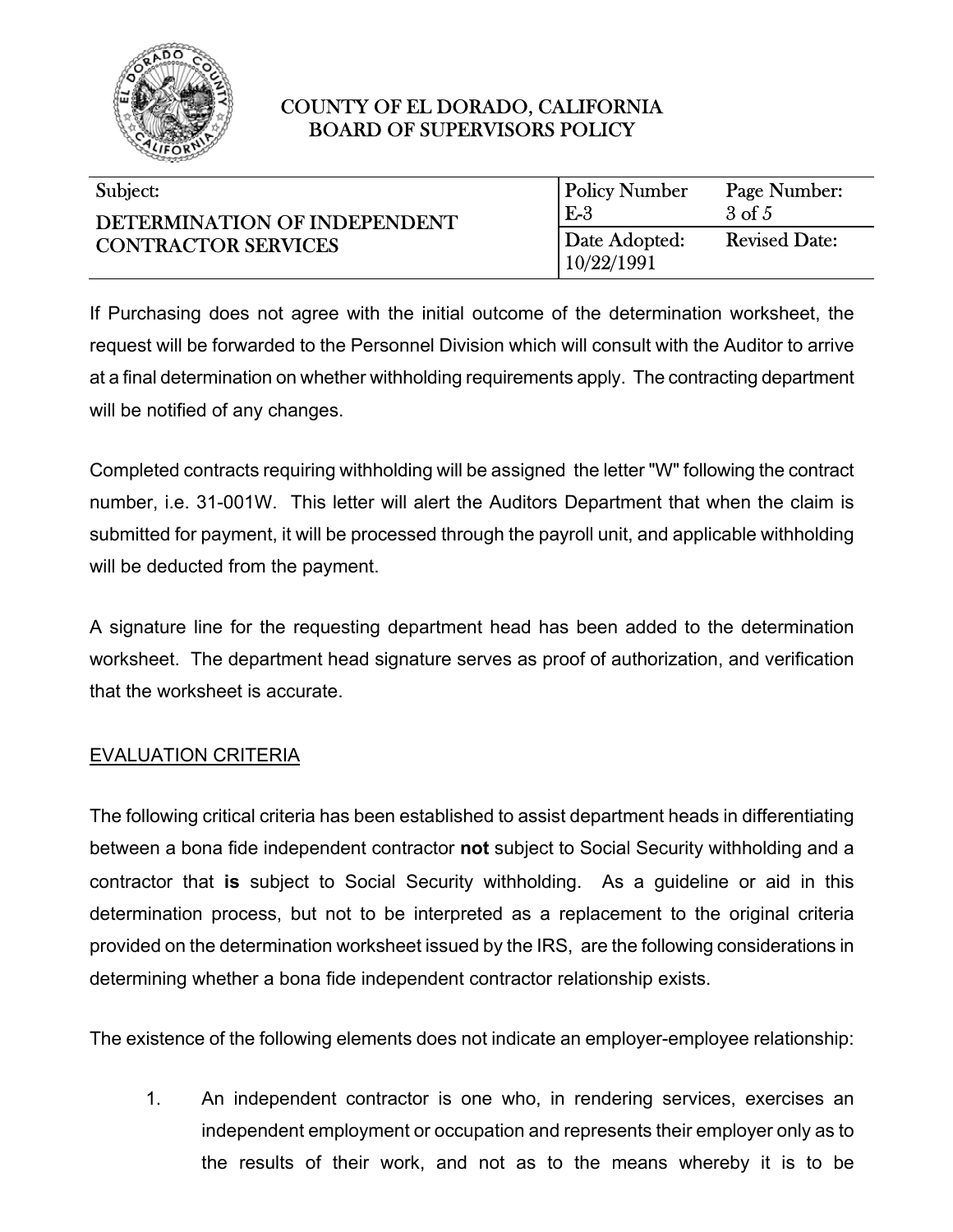If Purchasing does not agree with the initial outcome of the determination worksheet, the request will be forwarded to the Personnel Division which will consult with the Auditor to arrive at a final determination on whether withholding requirements apply. The contracting department will be notified of any changes.

Completed contracts requiring withholding will be assigned the letter "W" following the contract number, i.e. 31-001W. This letter will alert the Auditors Department that when the claim is submitted for payment, it will be processed through the payroll unit, and applicable withholding will be deducted from the payment.

A signature line for the requesting department head has been added to the determination worksheet. The department head signature serves as proof of authorization, and verification that the worksheet is accurate.

## EVALUATION CRITERIA

The following critical criteria has been established to assist department heads in differentiating between a bona fide independent contractor **not** subject to Social Security withholding and a contractor that **is** subject to Social Security withholding. As a guideline or aid in this determination process, but not to be interpreted as a replacement to the original criteria provided on the determination worksheet issued by the IRS, are the following considerations in determining whether a bona fide independent contractor relationship exists.

The existence of the following elements does not indicate an employer-employee relationship:

1. An independent contractor is one who, in rendering services, exercises an independent employment or occupation and represents their employer only as to the results of their work, and not as to the means whereby it is to be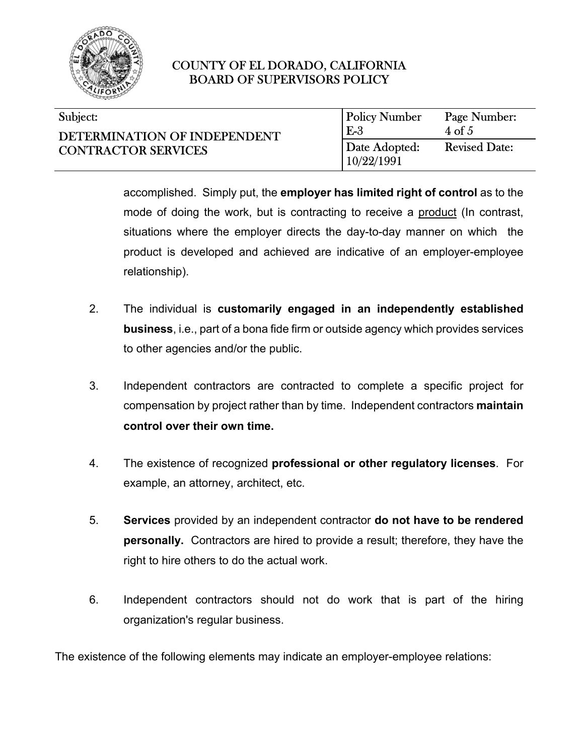accomplished. Simply put, the **employer has limited right of control** as to the mode of doing the work, but is contracting to receive a product (In contrast, situations where the employer directs the day-to-day manner on which the product is developed and achieved are indicative of an employer-employee relationship).

2. The individual is **customarily engaged in an independently established business**, i.e., part of a bona fide firm or outside agency which provides services to other agencies and/or the public.

3. Independent contractors are contracted to complete a specific project for compensation by project rather than by time. Independent contractors **maintain control over their own time.**

4. The existence of recognized **professional or other regulatory licenses**. For example, an attorney, architect, etc.

5. **Services** provided by an independent contractor **do not have to be rendered personally.** Contractors are hired to provide a result; therefore, they have the right to hire others to do the actual work.

6. Independent contractors should not do work that is part of the hiring organization's regular business.

The existence of the following elements may indicate an employer-employee relations: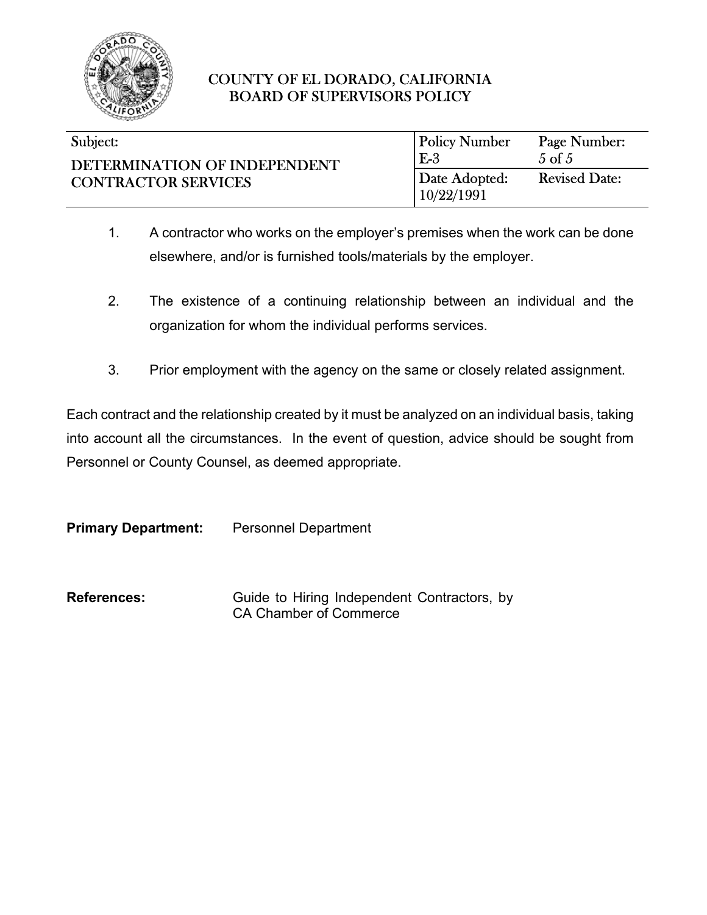1. A contractor who works on the employer's premises when the work can be done elsewhere, and/or is furnished tools/materials by the employer.

2. The existence of a continuing relationship between an individual and the organization for whom the individual performs services.

3. Prior employment with the agency on the same or closely related assignment.

Each contract and the relationship created by it must be analyzed on an individual basis, taking into account all the circumstances. In the event of question, advice should be sought from Personnel or County Counsel, as deemed appropriate.

**Primary Department:** Personnel Department

**References:** Guide to Hiring Independent Contractors, by CA Chamber of Commerce